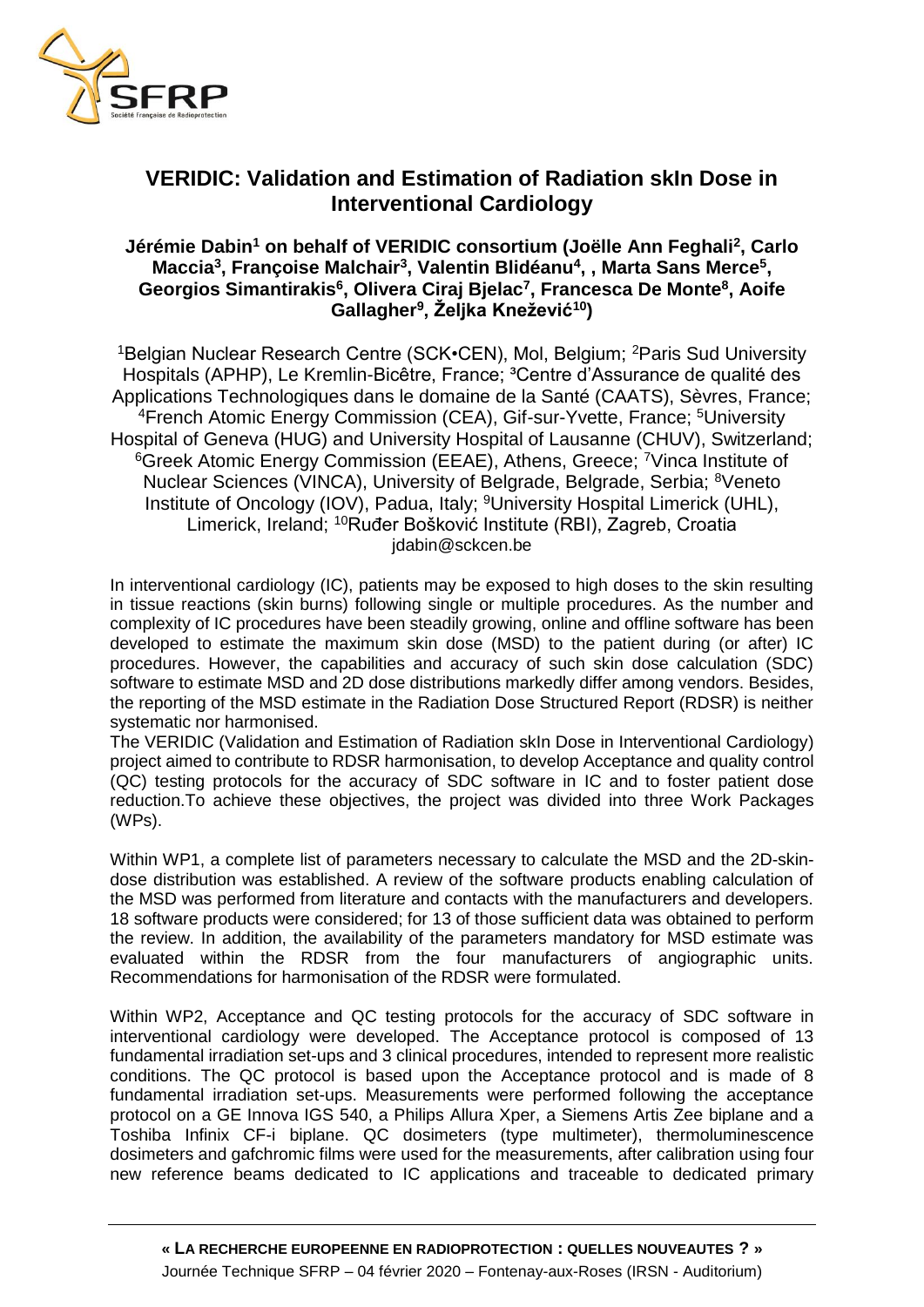# VERIDIC: Validation and Estimation of Radiation skIn Dose in Interventional Cardiology

**Jérémie Dabin[1] on behalf of VERIDIC consortium (Joëlle Ann Feghali[2], Carlo Maccia[3], Françoise Malchair[3], Valentin Blidéanu[4], , Marta Sans Merce[5], Georgios Simantirakis[6], Olivera Ciraj Bjelac[7], Francesca De Monte[8], Aoife Gallagher[9], Željka Knežević[10])**

[1]Belgian Nuclear Research Centre (SCK•CEN), Mol, Belgium; [2]Paris Sud University Hospitals (APHP), Le Kremlin-Bicêtre, France; [3]Centre d'Assurance de qualité des Applications Technologiques dans le domaine de la Santé (CAATS), Sèvres, France; [4]French Atomic Energy Commission (CEA), Gif-sur-Yvette, France; [5]University Hospital of Geneva (HUG) and University Hospital of Lausanne (CHUV), Switzerland; [6]Greek Atomic Energy Commission (EEAE), Athens, Greece; [7]Vinca Institute of Nuclear Sciences (VINCA), University of Belgrade, Belgrade, Serbia; [8]Veneto Institute of Oncology (IOV), Padua, Italy; [9]University Hospital Limerick (UHL), Limerick, Ireland; [10]Ruđer Bošković Institute (RBI), Zagreb, Croatia
jdabin@sckcen.be

In interventional cardiology (IC), patients may be exposed to high doses to the skin resulting in tissue reactions (skin burns) following single or multiple procedures. As the number and complexity of IC procedures have been steadily growing, online and offline software has been developed to estimate the maximum skin dose (MSD) to the patient during (or after) IC procedures. However, the capabilities and accuracy of such skin dose calculation (SDC) software to estimate MSD and 2D dose distributions markedly differ among vendors. Besides, the reporting of the MSD estimate in the Radiation Dose Structured Report (RDSR) is neither systematic nor harmonised.

The VERIDIC (Validation and Estimation of Radiation skIn Dose in Interventional Cardiology) project aimed to contribute to RDSR harmonisation, to develop Acceptance and quality control (QC) testing protocols for the accuracy of SDC software in IC and to foster patient dose reduction.To achieve these objectives, the project was divided into three Work Packages (WPs).

Within WP1, a complete list of parameters necessary to calculate the MSD and the 2D-skin-dose distribution was established. A review of the software products enabling calculation of the MSD was performed from literature and contacts with the manufacturers and developers. 18 software products were considered; for 13 of those sufficient data was obtained to perform the review. In addition, the availability of the parameters mandatory for MSD estimate was evaluated within the RDSR from the four manufacturers of angiographic units. Recommendations for harmonisation of the RDSR were formulated.

Within WP2, Acceptance and QC testing protocols for the accuracy of SDC software in interventional cardiology were developed. The Acceptance protocol is composed of 13 fundamental irradiation set-ups and 3 clinical procedures, intended to represent more realistic conditions. The QC protocol is based upon the Acceptance protocol and is made of 8 fundamental irradiation set-ups. Measurements were performed following the acceptance protocol on a GE Innova IGS 540, a Philips Allura Xper, a Siemens Artis Zee biplane and a Toshiba Infinix CF-i biplane. QC dosimeters (type multimeter), thermoluminescence dosimeters and gafchromic films were used for the measurements, after calibration using four new reference beams dedicated to IC applications and traceable to dedicated primary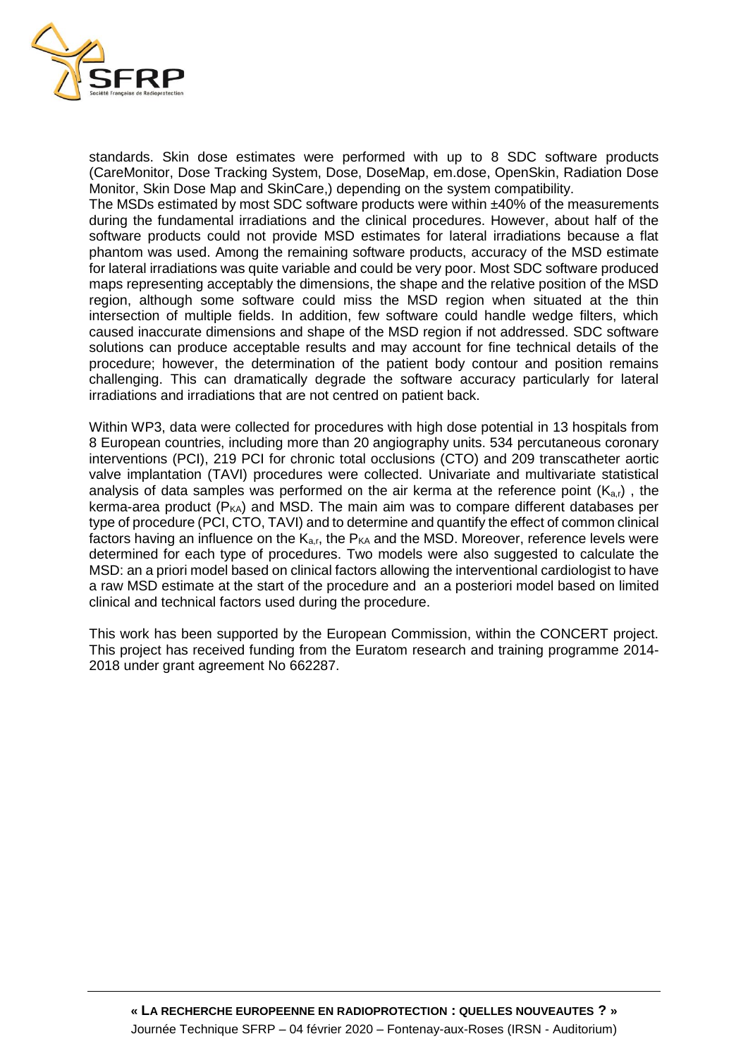standards. Skin dose estimates were performed with up to 8 SDC software products (CareMonitor, Dose Tracking System, Dose, DoseMap, em.dose, OpenSkin, Radiation Dose Monitor, Skin Dose Map and SkinCare,) depending on the system compatibility.

The MSDs estimated by most SDC software products were within ±40% of the measurements during the fundamental irradiations and the clinical procedures. However, about half of the software products could not provide MSD estimates for lateral irradiations because a flat phantom was used. Among the remaining software products, accuracy of the MSD estimate for lateral irradiations was quite variable and could be very poor. Most SDC software produced maps representing acceptably the dimensions, the shape and the relative position of the MSD region, although some software could miss the MSD region when situated at the thin intersection of multiple fields. In addition, few software could handle wedge filters, which caused inaccurate dimensions and shape of the MSD region if not addressed. SDC software solutions can produce acceptable results and may account for fine technical details of the procedure; however, the determination of the patient body contour and position remains challenging. This can dramatically degrade the software accuracy particularly for lateral irradiations and irradiations that are not centred on patient back.

Within WP3, data were collected for procedures with high dose potential in 13 hospitals from 8 European countries, including more than 20 angiography units. 534 percutaneous coronary interventions (PCI), 219 PCI for chronic total occlusions (CTO) and 209 transcatheter aortic valve implantation (TAVI) procedures were collected. Univariate and multivariate statistical analysis of data samples was performed on the air kerma at the reference point ($K_{a,r}$) , the kerma-area product ($P_{KA}$) and MSD. The main aim was to compare different databases per type of procedure (PCI, CTO, TAVI) and to determine and quantify the effect of common clinical factors having an influence on the $K_{a,r}$, the $P_{KA}$ and the MSD. Moreover, reference levels were determined for each type of procedures. Two models were also suggested to calculate the MSD: an a priori model based on clinical factors allowing the interventional cardiologist to have a raw MSD estimate at the start of the procedure and an a posteriori model based on limited clinical and technical factors used during the procedure.

This work has been supported by the European Commission, within the CONCERT project. This project has received funding from the Euratom research and training programme 2014-2018 under grant agreement No 662287.